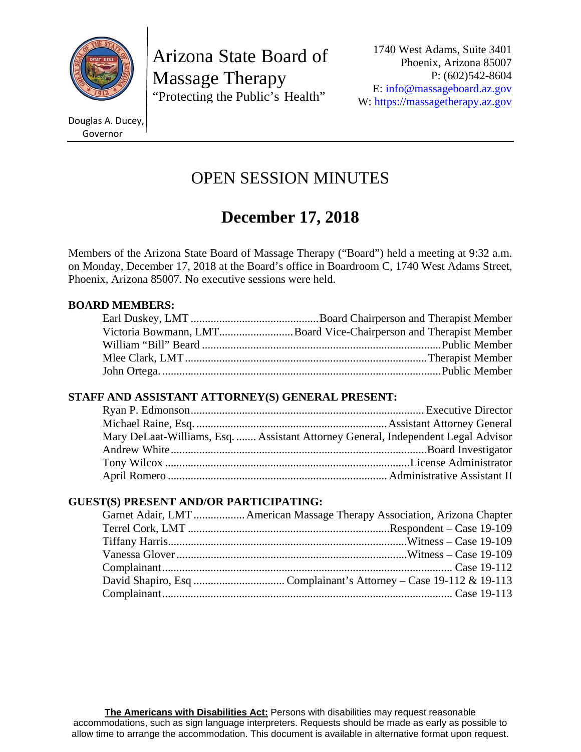Arizona State Board of Massage Therapy
"Protecting the Public's Health"

Douglas A. Ducey, Governor

1740 West Adams, Suite 3401
Phoenix, Arizona 85007
P: (602)542-8604
E: info@massageboard.az.gov
W: https://massagetherapy.az.gov

# OPEN SESSION MINUTES

## December 17, 2018

Members of the Arizona State Board of Massage Therapy ("Board") held a meeting at 9:32 a.m. on Monday, December 17, 2018 at the Board's office in Boardroom C, 1740 West Adams Street, Phoenix, Arizona 85007. No executive sessions were held.

**BOARD MEMBERS:**

- Earl Duskey, LMT ............ Board Chairperson and Therapist Member
- Victoria Bowmann, LMT ............ Board Vice-Chairperson and Therapist Member
- William "Bill" Beard ............ Public Member
- Mlee Clark, LMT ............ Therapist Member
- John Ortega. ............ Public Member

**STAFF AND ASSISTANT ATTORNEY(S) GENERAL PRESENT:**

- Ryan P. Edmonson ............ Executive Director
- Michael Raine, Esq. ............ Assistant Attorney General
- Mary DeLaat-Williams, Esq. ....... Assistant Attorney General, Independent Legal Advisor
- Andrew White ............ Board Investigator
- Tony Wilcox ............ License Administrator
- April Romero ............ Administrative Assistant II

**GUEST(S) PRESENT AND/OR PARTICIPATING:**

- Garnet Adair, LMT ............ American Massage Therapy Association, Arizona Chapter
- Terrel Cork, LMT ............ Respondent – Case 19-109
- Tiffany Harris ............ Witness – Case 19-109
- Vanessa Glover ............ Witness – Case 19-109
- Complainant ............ Case 19-112
- David Shapiro, Esq ............ Complainant's Attorney – Case 19-112 & 19-113
- Complainant ............ Case 19-113

**The Americans with Disabilities Act:** Persons with disabilities may request reasonable accommodations, such as sign language interpreters. Requests should be made as early as possible to allow time to arrange the accommodation. This document is available in alternative format upon request.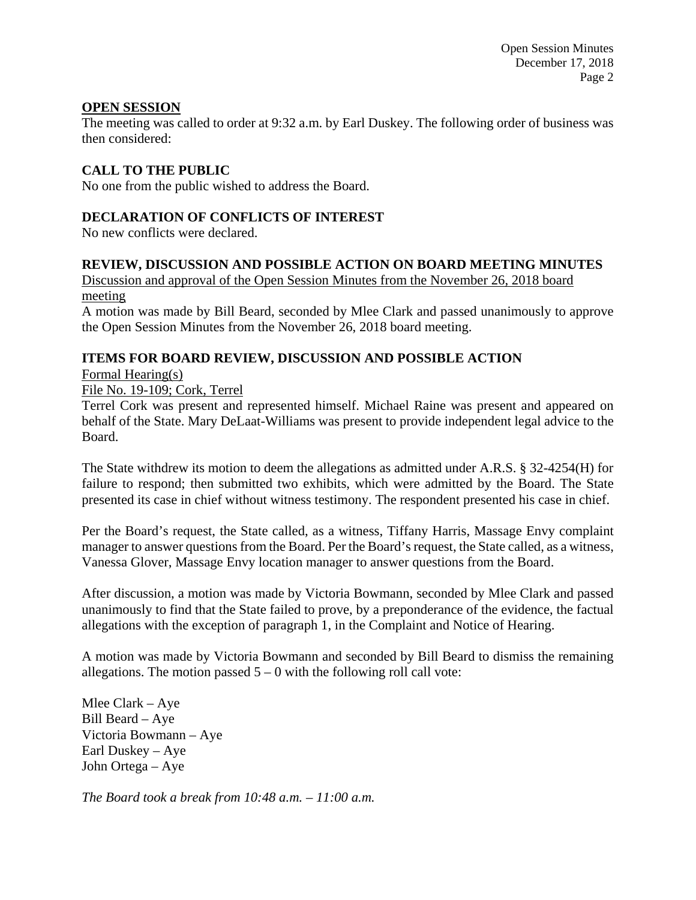## OPEN SESSION

The meeting was called to order at 9:32 a.m. by Earl Duskey. The following order of business was then considered:

## CALL TO THE PUBLIC

No one from the public wished to address the Board.

## DECLARATION OF CONFLICTS OF INTEREST

No new conflicts were declared.

## REVIEW, DISCUSSION AND POSSIBLE ACTION ON BOARD MEETING MINUTES

Discussion and approval of the Open Session Minutes from the November 26, 2018 board meeting

A motion was made by Bill Beard, seconded by Mlee Clark and passed unanimously to approve the Open Session Minutes from the November 26, 2018 board meeting.

## ITEMS FOR BOARD REVIEW, DISCUSSION AND POSSIBLE ACTION

Formal Hearing(s)

File No. 19-109; Cork, Terrel

Terrel Cork was present and represented himself. Michael Raine was present and appeared on behalf of the State. Mary DeLaat-Williams was present to provide independent legal advice to the Board.

The State withdrew its motion to deem the allegations as admitted under A.R.S. § 32-4254(H) for failure to respond; then submitted two exhibits, which were admitted by the Board. The State presented its case in chief without witness testimony. The respondent presented his case in chief.

Per the Board's request, the State called, as a witness, Tiffany Harris, Massage Envy complaint manager to answer questions from the Board. Per the Board's request, the State called, as a witness, Vanessa Glover, Massage Envy location manager to answer questions from the Board.

After discussion, a motion was made by Victoria Bowmann, seconded by Mlee Clark and passed unanimously to find that the State failed to prove, by a preponderance of the evidence, the factual allegations with the exception of paragraph 1, in the Complaint and Notice of Hearing.

A motion was made by Victoria Bowmann and seconded by Bill Beard to dismiss the remaining allegations. The motion passed 5 – 0 with the following roll call vote:

Mlee Clark – Aye
Bill Beard – Aye
Victoria Bowmann – Aye
Earl Duskey – Aye
John Ortega – Aye

*The Board took a break from 10:48 a.m. – 11:00 a.m.*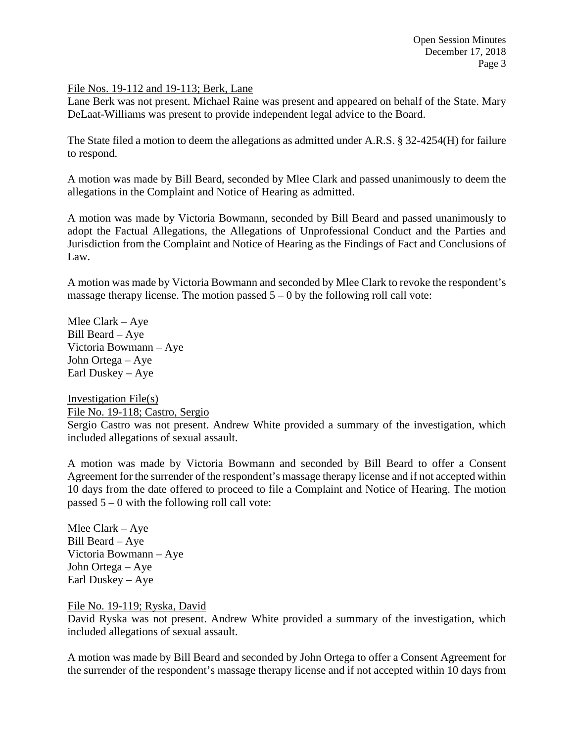<u>File Nos. 19-112 and 19-113; Berk, Lane</u>

Lane Berk was not present. Michael Raine was present and appeared on behalf of the State. Mary DeLaat-Williams was present to provide independent legal advice to the Board.

The State filed a motion to deem the allegations as admitted under A.R.S. § 32-4254(H) for failure to respond.

A motion was made by Bill Beard, seconded by Mlee Clark and passed unanimously to deem the allegations in the Complaint and Notice of Hearing as admitted.

A motion was made by Victoria Bowmann, seconded by Bill Beard and passed unanimously to adopt the Factual Allegations, the Allegations of Unprofessional Conduct and the Parties and Jurisdiction from the Complaint and Notice of Hearing as the Findings of Fact and Conclusions of Law.

A motion was made by Victoria Bowmann and seconded by Mlee Clark to revoke the respondent's massage therapy license. The motion passed 5 – 0 by the following roll call vote:

Mlee Clark – Aye
Bill Beard – Aye
Victoria Bowmann – Aye
John Ortega – Aye
Earl Duskey – Aye

<u>Investigation File(s)</u>

<u>File No. 19-118; Castro, Sergio</u>

Sergio Castro was not present. Andrew White provided a summary of the investigation, which included allegations of sexual assault.

A motion was made by Victoria Bowmann and seconded by Bill Beard to offer a Consent Agreement for the surrender of the respondent's massage therapy license and if not accepted within 10 days from the date offered to proceed to file a Complaint and Notice of Hearing. The motion passed 5 – 0 with the following roll call vote:

Mlee Clark – Aye
Bill Beard – Aye
Victoria Bowmann – Aye
John Ortega – Aye
Earl Duskey – Aye

<u>File No. 19-119; Ryska, David</u>

David Ryska was not present. Andrew White provided a summary of the investigation, which included allegations of sexual assault.

A motion was made by Bill Beard and seconded by John Ortega to offer a Consent Agreement for the surrender of the respondent's massage therapy license and if not accepted within 10 days from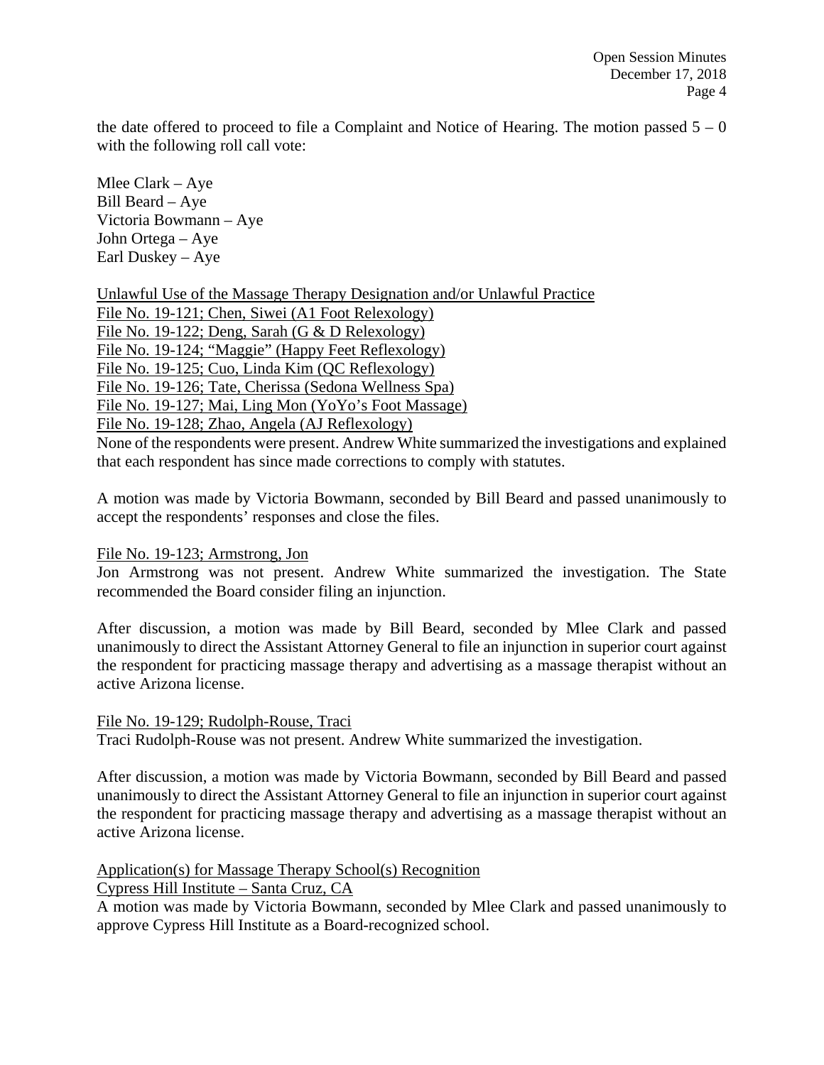the date offered to proceed to file a Complaint and Notice of Hearing. The motion passed 5 – 0 with the following roll call vote:

Mlee Clark – Aye
Bill Beard – Aye
Victoria Bowmann – Aye
John Ortega – Aye
Earl Duskey – Aye

Unlawful Use of the Massage Therapy Designation and/or Unlawful Practice
File No. 19-121; Chen, Siwei (A1 Foot Relexology)
File No. 19-122; Deng, Sarah (G & D Relexology)
File No. 19-124; "Maggie" (Happy Feet Reflexology)
File No. 19-125; Cuo, Linda Kim (QC Reflexology)
File No. 19-126; Tate, Cherissa (Sedona Wellness Spa)
File No. 19-127; Mai, Ling Mon (YoYo's Foot Massage)
File No. 19-128; Zhao, Angela (AJ Reflexology)
None of the respondents were present. Andrew White summarized the investigations and explained that each respondent has since made corrections to comply with statutes.

A motion was made by Victoria Bowmann, seconded by Bill Beard and passed unanimously to accept the respondents' responses and close the files.

File No. 19-123; Armstrong, Jon
Jon Armstrong was not present. Andrew White summarized the investigation. The State recommended the Board consider filing an injunction.

After discussion, a motion was made by Bill Beard, seconded by Mlee Clark and passed unanimously to direct the Assistant Attorney General to file an injunction in superior court against the respondent for practicing massage therapy and advertising as a massage therapist without an active Arizona license.

File No. 19-129; Rudolph-Rouse, Traci
Traci Rudolph-Rouse was not present. Andrew White summarized the investigation.

After discussion, a motion was made by Victoria Bowmann, seconded by Bill Beard and passed unanimously to direct the Assistant Attorney General to file an injunction in superior court against the respondent for practicing massage therapy and advertising as a massage therapist without an active Arizona license.

Application(s) for Massage Therapy School(s) Recognition
Cypress Hill Institute – Santa Cruz, CA
A motion was made by Victoria Bowmann, seconded by Mlee Clark and passed unanimously to approve Cypress Hill Institute as a Board-recognized school.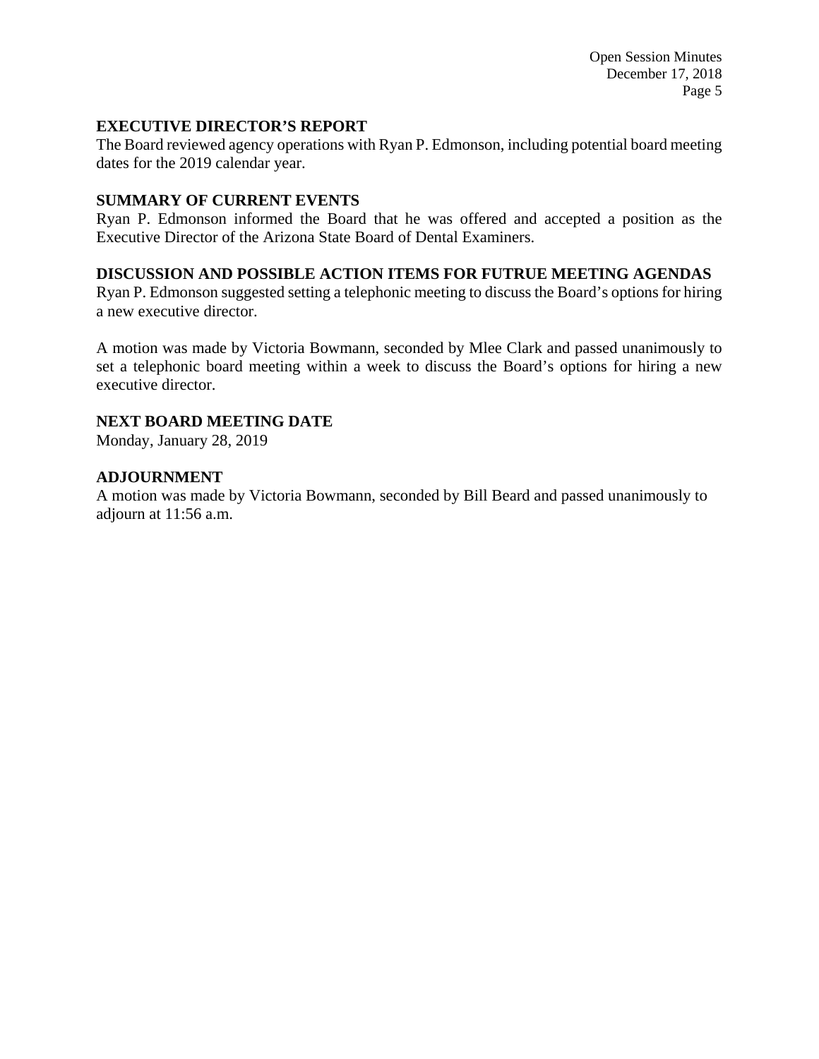**EXECUTIVE DIRECTOR'S REPORT**

The Board reviewed agency operations with Ryan P. Edmonson, including potential board meeting dates for the 2019 calendar year.

**SUMMARY OF CURRENT EVENTS**

Ryan P. Edmonson informed the Board that he was offered and accepted a position as the Executive Director of the Arizona State Board of Dental Examiners.

**DISCUSSION AND POSSIBLE ACTION ITEMS FOR FUTRUE MEETING AGENDAS**

Ryan P. Edmonson suggested setting a telephonic meeting to discuss the Board's options for hiring a new executive director.

A motion was made by Victoria Bowmann, seconded by Mlee Clark and passed unanimously to set a telephonic board meeting within a week to discuss the Board's options for hiring a new executive director.

**NEXT BOARD MEETING DATE**

Monday, January 28, 2019

**ADJOURNMENT**

A motion was made by Victoria Bowmann, seconded by Bill Beard and passed unanimously to adjourn at 11:56 a.m.